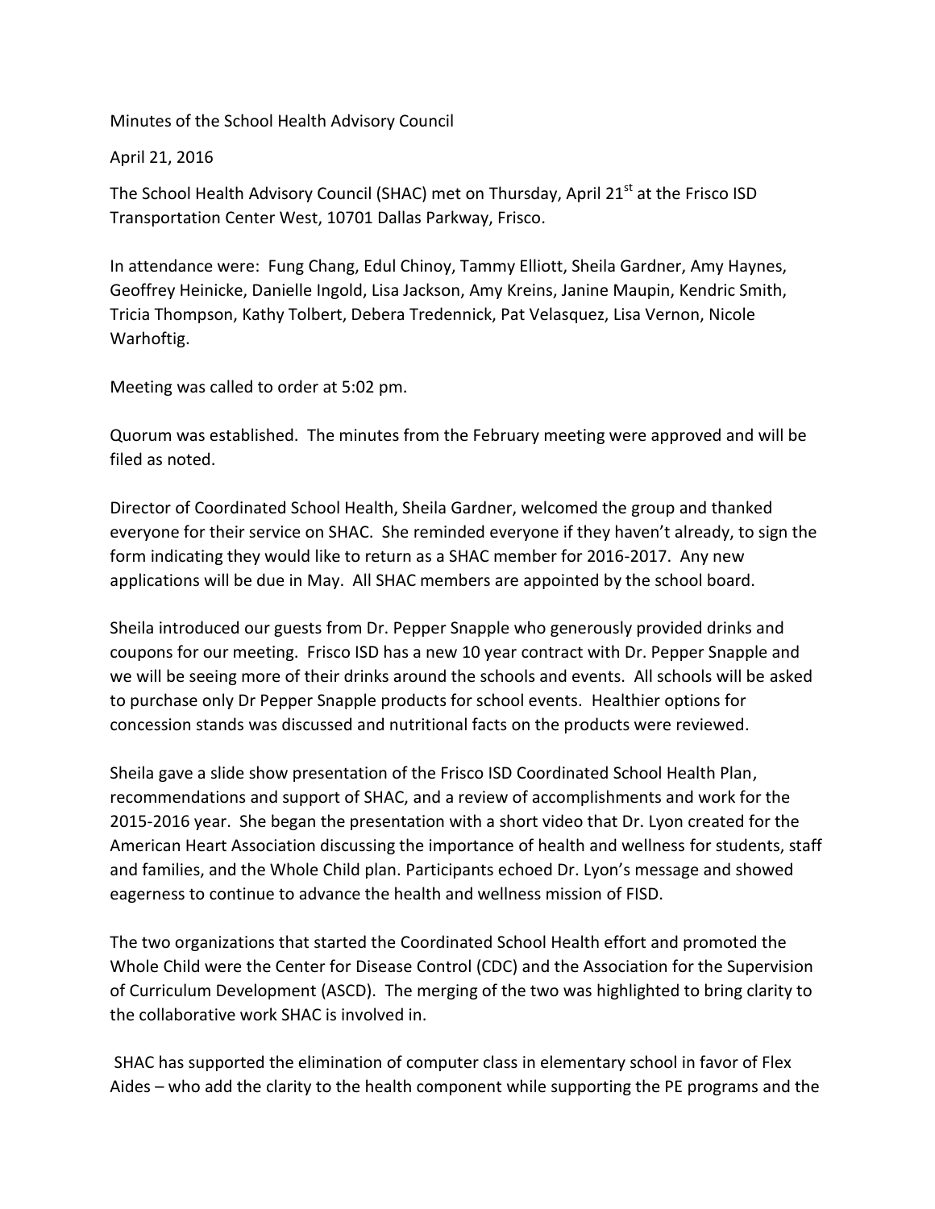Minutes of the School Health Advisory Council

April 21, 2016

The School Health Advisory Council (SHAC) met on Thursday, April 21st at the Frisco ISD Transportation Center West, 10701 Dallas Parkway, Frisco.

In attendance were: Fung Chang, Edul Chinoy, Tammy Elliott, Sheila Gardner, Amy Haynes, Geoffrey Heinicke, Danielle Ingold, Lisa Jackson, Amy Kreins, Janine Maupin, Kendric Smith, Tricia Thompson, Kathy Tolbert, Debera Tredennick, Pat Velasquez, Lisa Vernon, Nicole Warhoftig.

Meeting was called to order at 5:02 pm.

Quorum was established. The minutes from the February meeting were approved and will be filed as noted.

Director of Coordinated School Health, Sheila Gardner, welcomed the group and thanked everyone for their service on SHAC. She reminded everyone if they haven't already, to sign the form indicating they would like to return as a SHAC member for 2016-2017. Any new applications will be due in May. All SHAC members are appointed by the school board.

Sheila introduced our guests from Dr. Pepper Snapple who generously provided drinks and coupons for our meeting. Frisco ISD has a new 10 year contract with Dr. Pepper Snapple and we will be seeing more of their drinks around the schools and events. All schools will be asked to purchase only Dr Pepper Snapple products for school events. Healthier options for concession stands was discussed and nutritional facts on the products were reviewed.

Sheila gave a slide show presentation of the Frisco ISD Coordinated School Health Plan, recommendations and support of SHAC, and a review of accomplishments and work for the 2015-2016 year. She began the presentation with a short video that Dr. Lyon created for the American Heart Association discussing the importance of health and wellness for students, staff and families, and the Whole Child plan. Participants echoed Dr. Lyon's message and showed eagerness to continue to advance the health and wellness mission of FISD.

The two organizations that started the Coordinated School Health effort and promoted the Whole Child were the Center for Disease Control (CDC) and the Association for the Supervision of Curriculum Development (ASCD). The merging of the two was highlighted to bring clarity to the collaborative work SHAC is involved in.

SHAC has supported the elimination of computer class in elementary school in favor of Flex Aides – who add the clarity to the health component while supporting the PE programs and the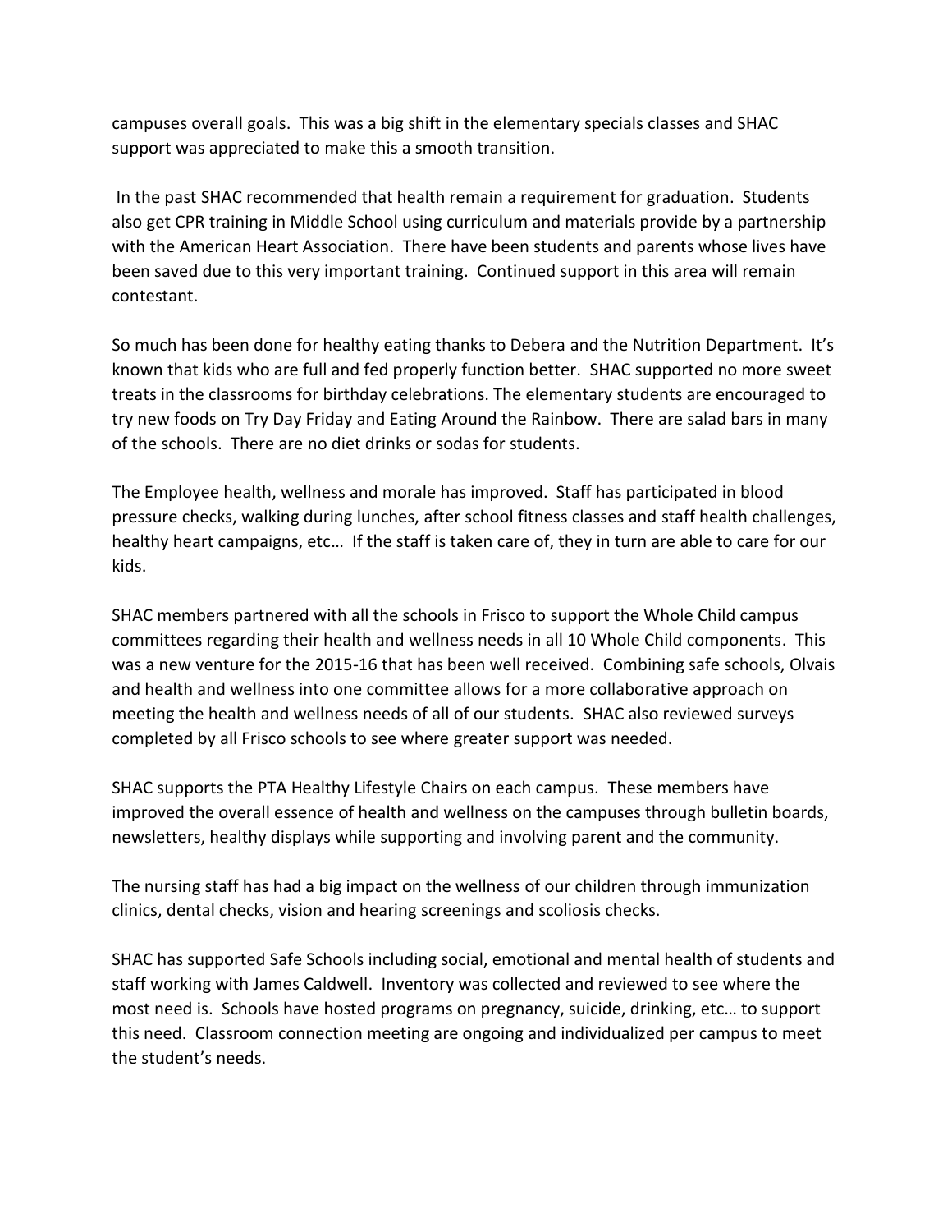campuses overall goals. This was a big shift in the elementary specials classes and SHAC support was appreciated to make this a smooth transition.

In the past SHAC recommended that health remain a requirement for graduation. Students also get CPR training in Middle School using curriculum and materials provide by a partnership with the American Heart Association. There have been students and parents whose lives have been saved due to this very important training. Continued support in this area will remain contestant.

So much has been done for healthy eating thanks to Debera and the Nutrition Department. It's known that kids who are full and fed properly function better. SHAC supported no more sweet treats in the classrooms for birthday celebrations. The elementary students are encouraged to try new foods on Try Day Friday and Eating Around the Rainbow. There are salad bars in many of the schools. There are no diet drinks or sodas for students.

The Employee health, wellness and morale has improved. Staff has participated in blood pressure checks, walking during lunches, after school fitness classes and staff health challenges, healthy heart campaigns, etc… If the staff is taken care of, they in turn are able to care for our kids.

SHAC members partnered with all the schools in Frisco to support the Whole Child campus committees regarding their health and wellness needs in all 10 Whole Child components. This was a new venture for the 2015-16 that has been well received. Combining safe schools, Olvais and health and wellness into one committee allows for a more collaborative approach on meeting the health and wellness needs of all of our students. SHAC also reviewed surveys completed by all Frisco schools to see where greater support was needed.

SHAC supports the PTA Healthy Lifestyle Chairs on each campus. These members have improved the overall essence of health and wellness on the campuses through bulletin boards, newsletters, healthy displays while supporting and involving parent and the community.

The nursing staff has had a big impact on the wellness of our children through immunization clinics, dental checks, vision and hearing screenings and scoliosis checks.

SHAC has supported Safe Schools including social, emotional and mental health of students and staff working with James Caldwell. Inventory was collected and reviewed to see where the most need is. Schools have hosted programs on pregnancy, suicide, drinking, etc… to support this need. Classroom connection meeting are ongoing and individualized per campus to meet the student's needs.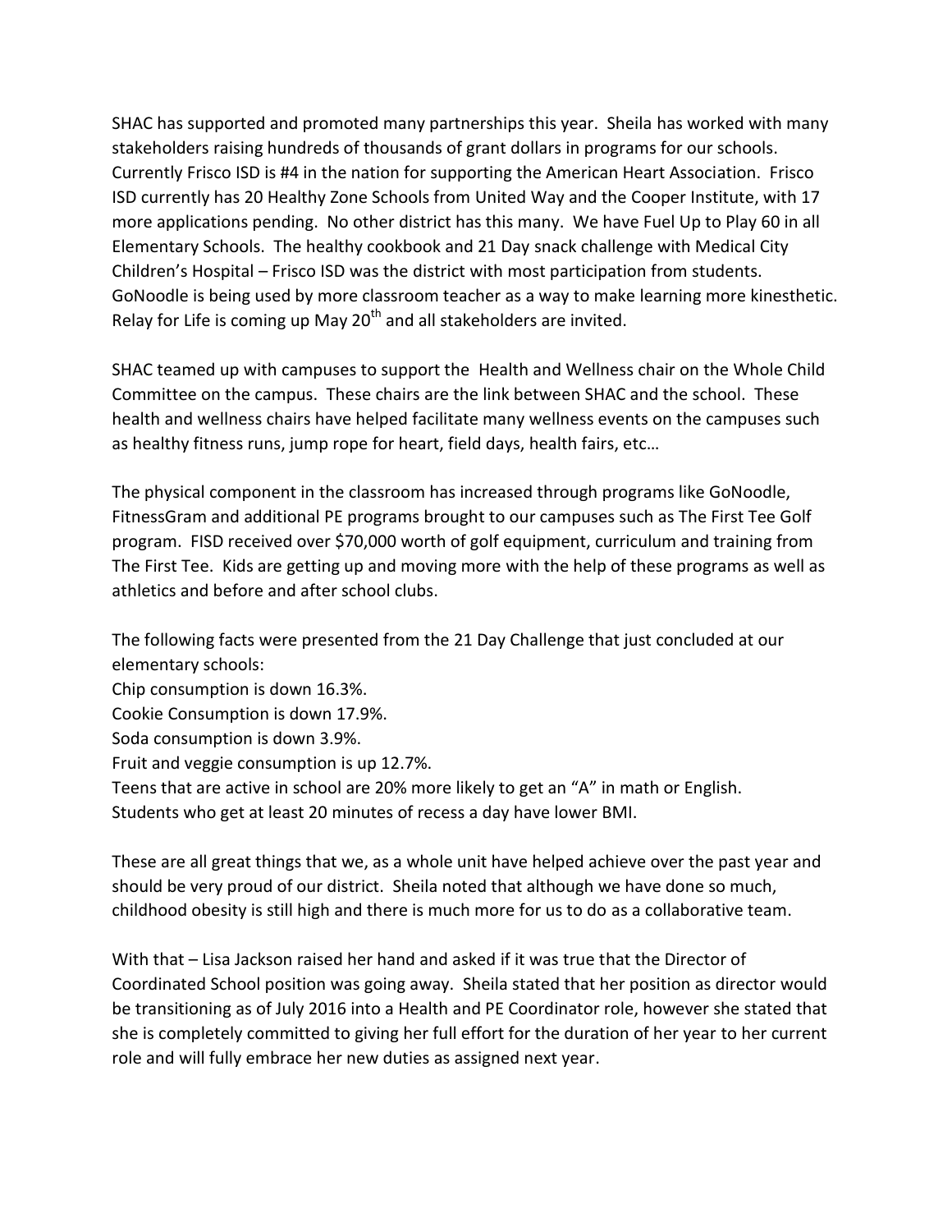SHAC has supported and promoted many partnerships this year. Sheila has worked with many stakeholders raising hundreds of thousands of grant dollars in programs for our schools. Currently Frisco ISD is #4 in the nation for supporting the American Heart Association. Frisco ISD currently has 20 Healthy Zone Schools from United Way and the Cooper Institute, with 17 more applications pending. No other district has this many. We have Fuel Up to Play 60 in all Elementary Schools. The healthy cookbook and 21 Day snack challenge with Medical City Children's Hospital – Frisco ISD was the district with most participation from students. GoNoodle is being used by more classroom teacher as a way to make learning more kinesthetic. Relay for Life is coming up May 20th and all stakeholders are invited.

SHAC teamed up with campuses to support the Health and Wellness chair on the Whole Child Committee on the campus. These chairs are the link between SHAC and the school. These health and wellness chairs have helped facilitate many wellness events on the campuses such as healthy fitness runs, jump rope for heart, field days, health fairs, etc…

The physical component in the classroom has increased through programs like GoNoodle, FitnessGram and additional PE programs brought to our campuses such as The First Tee Golf program. FISD received over $70,000 worth of golf equipment, curriculum and training from The First Tee. Kids are getting up and moving more with the help of these programs as well as athletics and before and after school clubs.

The following facts were presented from the 21 Day Challenge that just concluded at our elementary schools:

Chip consumption is down 16.3%.  
Cookie Consumption is down 17.9%.  
Soda consumption is down 3.9%.  
Fruit and veggie consumption is up 12.7%.  
Teens that are active in school are 20% more likely to get an "A" in math or English.  
Students who get at least 20 minutes of recess a day have lower BMI.

These are all great things that we, as a whole unit have helped achieve over the past year and should be very proud of our district. Sheila noted that although we have done so much, childhood obesity is still high and there is much more for us to do as a collaborative team.

With that – Lisa Jackson raised her hand and asked if it was true that the Director of Coordinated School position was going away. Sheila stated that her position as director would be transitioning as of July 2016 into a Health and PE Coordinator role, however she stated that she is completely committed to giving her full effort for the duration of her year to her current role and will fully embrace her new duties as assigned next year.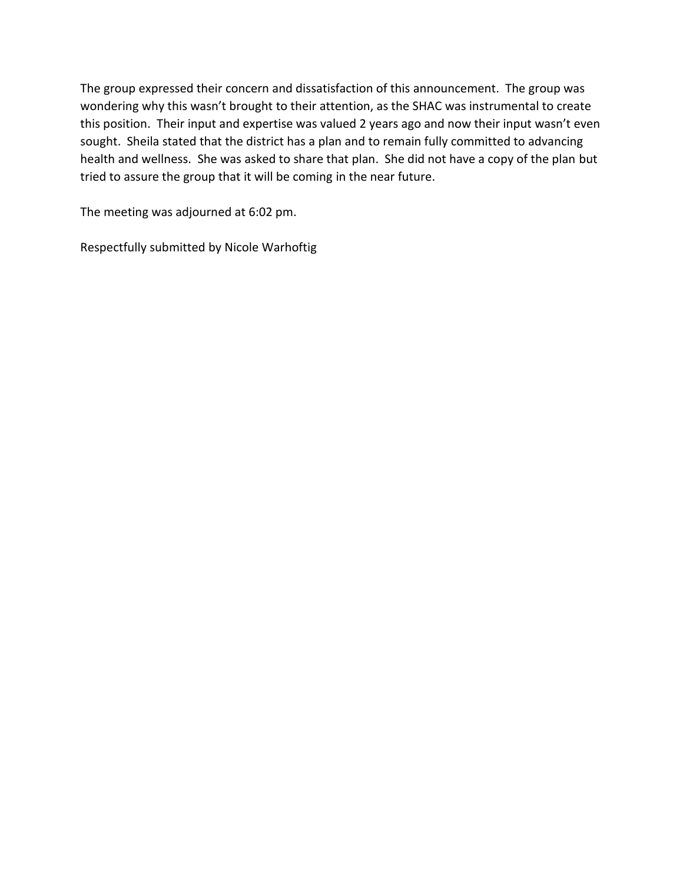The group expressed their concern and dissatisfaction of this announcement. The group was wondering why this wasn't brought to their attention, as the SHAC was instrumental to create this position. Their input and expertise was valued 2 years ago and now their input wasn't even sought. Sheila stated that the district has a plan and to remain fully committed to advancing health and wellness. She was asked to share that plan. She did not have a copy of the plan but tried to assure the group that it will be coming in the near future.

The meeting was adjourned at 6:02 pm.

Respectfully submitted by Nicole Warhoftig